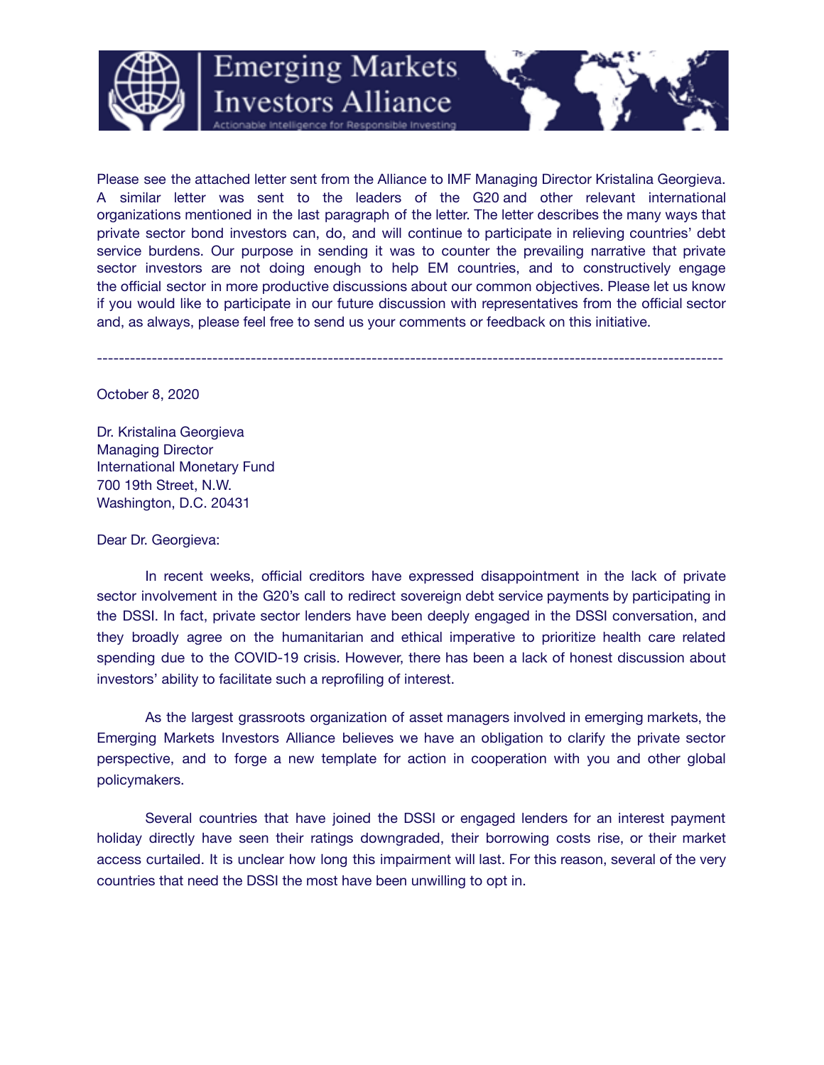# Emerging Markets Investors Alliance

Actionable Intelligence for Responsible Investing

Please see the attached letter sent from the Alliance to IMF Managing Director Kristalina Georgieva. A similar letter was sent to the leaders of the G20 and other relevant international organizations mentioned in the last paragraph of the letter. The letter describes the many ways that private sector bond investors can, do, and will continue to participate in relieving countries' debt service burdens. Our purpose in sending it was to counter the prevailing narrative that private sector investors are not doing enough to help EM countries, and to constructively engage the official sector in more productive discussions about our common objectives. Please let us know if you would like to participate in our future discussion with representatives from the official sector and, as always, please feel free to send us your comments or feedback on this initiative.

---

October 8, 2020

Dr. Kristalina Georgieva
Managing Director
International Monetary Fund
700 19th Street, N.W.
Washington, D.C. 20431

Dear Dr. Georgieva:

In recent weeks, official creditors have expressed disappointment in the lack of private sector involvement in the G20's call to redirect sovereign debt service payments by participating in the DSSI. In fact, private sector lenders have been deeply engaged in the DSSI conversation, and they broadly agree on the humanitarian and ethical imperative to prioritize health care related spending due to the COVID-19 crisis. However, there has been a lack of honest discussion about investors' ability to facilitate such a reprofiling of interest.

As the largest grassroots organization of asset managers involved in emerging markets, the Emerging Markets Investors Alliance believes we have an obligation to clarify the private sector perspective, and to forge a new template for action in cooperation with you and other global policymakers.

Several countries that have joined the DSSI or engaged lenders for an interest payment holiday directly have seen their ratings downgraded, their borrowing costs rise, or their market access curtailed. It is unclear how long this impairment will last. For this reason, several of the very countries that need the DSSI the most have been unwilling to opt in.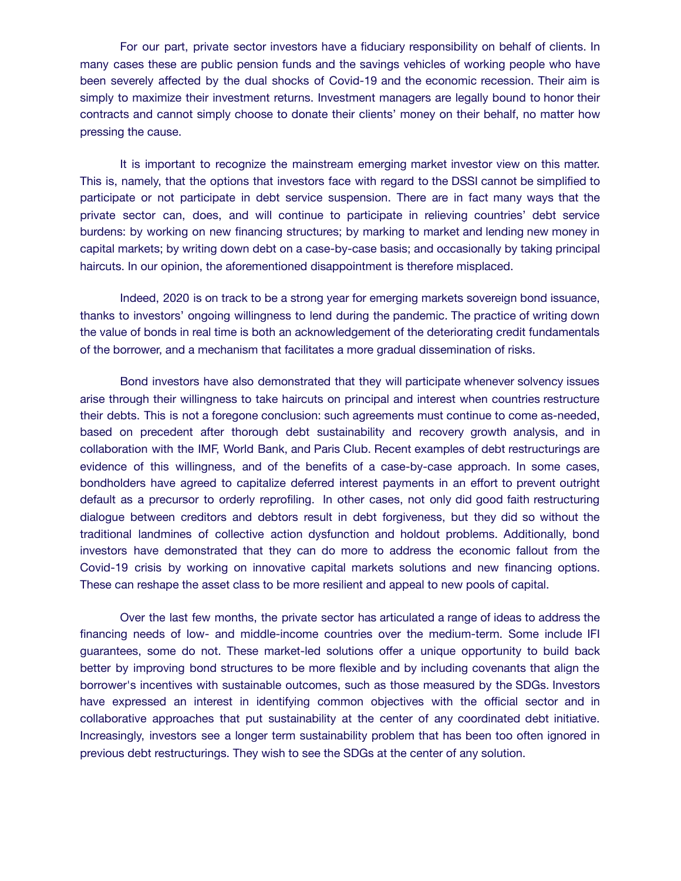For our part, private sector investors have a fiduciary responsibility on behalf of clients. In many cases these are public pension funds and the savings vehicles of working people who have been severely affected by the dual shocks of Covid-19 and the economic recession. Their aim is simply to maximize their investment returns. Investment managers are legally bound to honor their contracts and cannot simply choose to donate their clients' money on their behalf, no matter how pressing the cause.

It is important to recognize the mainstream emerging market investor view on this matter. This is, namely, that the options that investors face with regard to the DSSI cannot be simplified to participate or not participate in debt service suspension. There are in fact many ways that the private sector can, does, and will continue to participate in relieving countries' debt service burdens: by working on new financing structures; by marking to market and lending new money in capital markets; by writing down debt on a case-by-case basis; and occasionally by taking principal haircuts. In our opinion, the aforementioned disappointment is therefore misplaced.

Indeed, 2020 is on track to be a strong year for emerging markets sovereign bond issuance, thanks to investors' ongoing willingness to lend during the pandemic. The practice of writing down the value of bonds in real time is both an acknowledgement of the deteriorating credit fundamentals of the borrower, and a mechanism that facilitates a more gradual dissemination of risks.

Bond investors have also demonstrated that they will participate whenever solvency issues arise through their willingness to take haircuts on principal and interest when countries restructure their debts. This is not a foregone conclusion: such agreements must continue to come as-needed, based on precedent after thorough debt sustainability and recovery growth analysis, and in collaboration with the IMF, World Bank, and Paris Club. Recent examples of debt restructurings are evidence of this willingness, and of the benefits of a case-by-case approach. In some cases, bondholders have agreed to capitalize deferred interest payments in an effort to prevent outright default as a precursor to orderly reprofiling. In other cases, not only did good faith restructuring dialogue between creditors and debtors result in debt forgiveness, but they did so without the traditional landmines of collective action dysfunction and holdout problems. Additionally, bond investors have demonstrated that they can do more to address the economic fallout from the Covid-19 crisis by working on innovative capital markets solutions and new financing options. These can reshape the asset class to be more resilient and appeal to new pools of capital.

Over the last few months, the private sector has articulated a range of ideas to address the financing needs of low- and middle-income countries over the medium-term. Some include IFI guarantees, some do not. These market-led solutions offer a unique opportunity to build back better by improving bond structures to be more flexible and by including covenants that align the borrower's incentives with sustainable outcomes, such as those measured by the SDGs. Investors have expressed an interest in identifying common objectives with the official sector and in collaborative approaches that put sustainability at the center of any coordinated debt initiative. Increasingly, investors see a longer term sustainability problem that has been too often ignored in previous debt restructurings. They wish to see the SDGs at the center of any solution.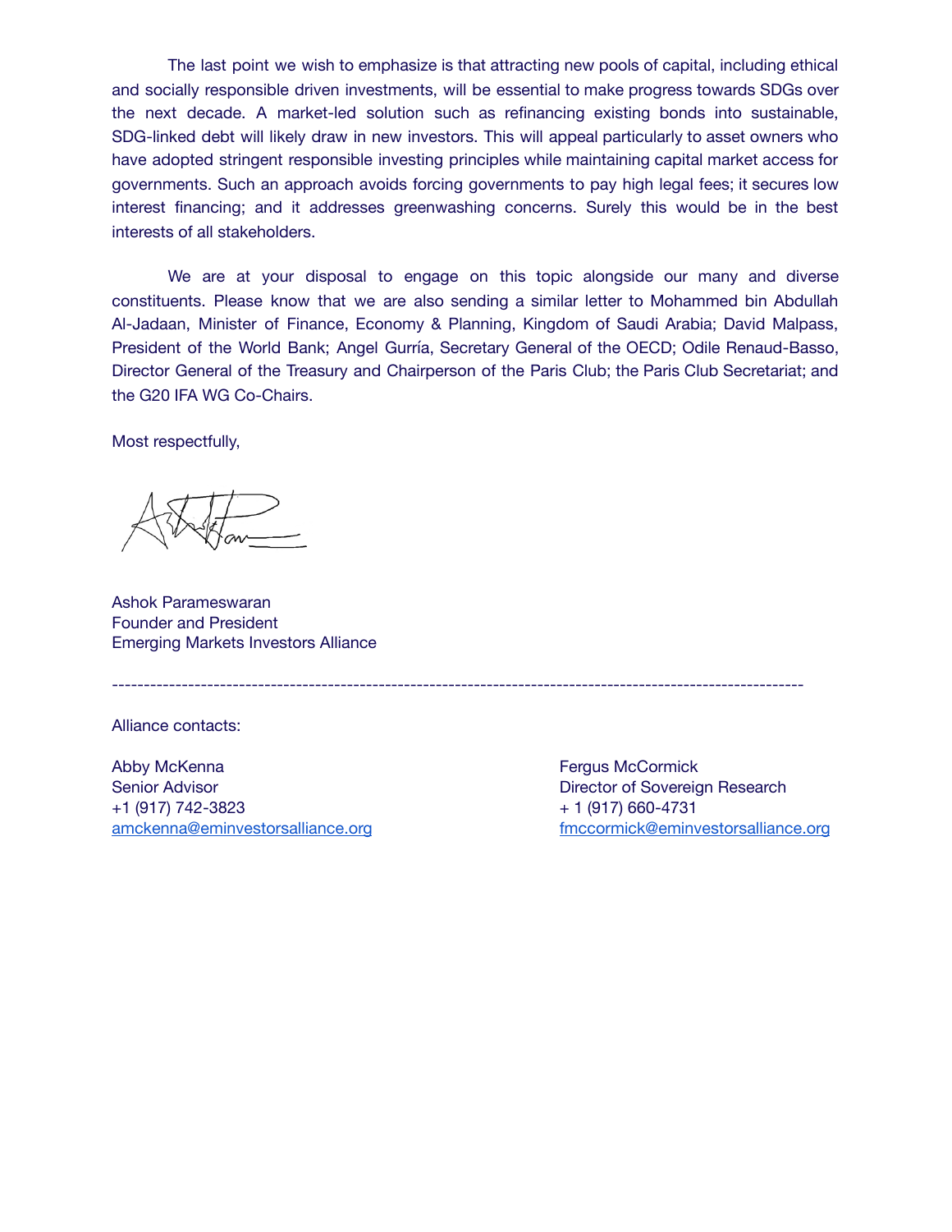The last point we wish to emphasize is that attracting new pools of capital, including ethical and socially responsible driven investments, will be essential to make progress towards SDGs over the next decade. A market-led solution such as refinancing existing bonds into sustainable, SDG-linked debt will likely draw in new investors. This will appeal particularly to asset owners who have adopted stringent responsible investing principles while maintaining capital market access for governments. Such an approach avoids forcing governments to pay high legal fees; it secures low interest financing; and it addresses greenwashing concerns. Surely this would be in the best interests of all stakeholders.

We are at your disposal to engage on this topic alongside our many and diverse constituents. Please know that we are also sending a similar letter to Mohammed bin Abdullah Al-Jadaan, Minister of Finance, Economy & Planning, Kingdom of Saudi Arabia; David Malpass, President of the World Bank; Angel Gurría, Secretary General of the OECD; Odile Renaud-Basso, Director General of the Treasury and Chairperson of the Paris Club; the Paris Club Secretariat; and the G20 IFA WG Co-Chairs.

Most respectfully,

Ashok Parameswaran
Founder and President
Emerging Markets Investors Alliance

---

Alliance contacts:

Abby McKenna
Senior Advisor
+1 (917) 742-3823
amckenna@eminvestorsalliance.org

Fergus McCormick
Director of Sovereign Research
+ 1 (917) 660-4731
fmccormick@eminvestorsalliance.org